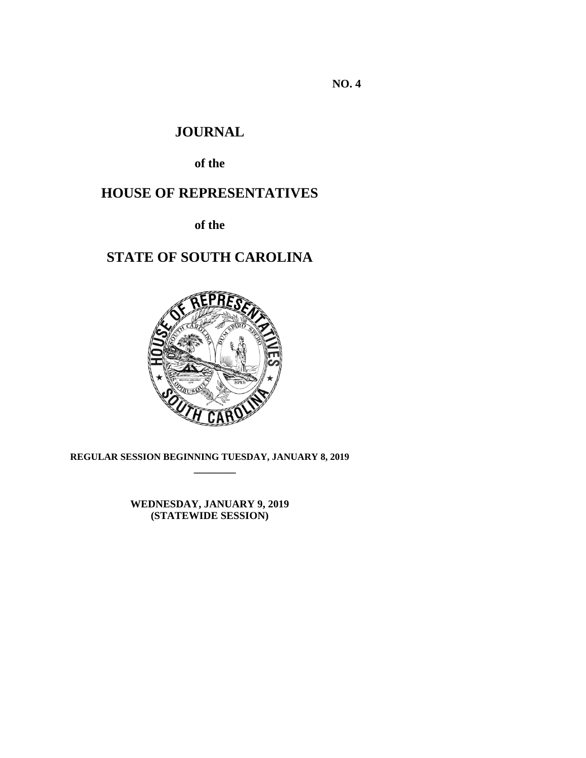**NO. 4**

# JOURNAL

**of the**

# HOUSE OF REPRESENTATIVES

**of the**

# STATE OF SOUTH CAROLINA

**REGULAR SESSION BEGINNING TUESDAY, JANUARY 8, 2019**

---

**WEDNESDAY, JANUARY 9, 2019**
**(STATEWIDE SESSION)**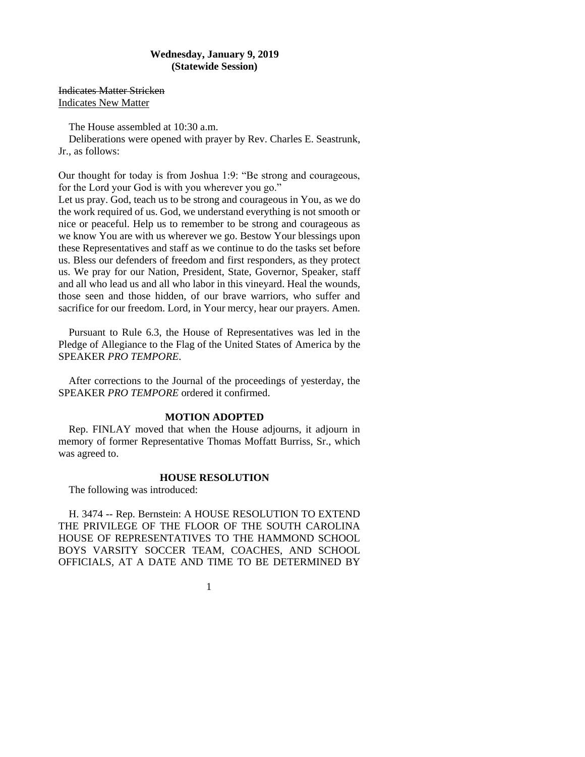**Wednesday, January 9, 2019**
**(Statewide Session)**

~~Indicates Matter Stricken~~
Indicates New Matter

The House assembled at 10:30 a.m.

Deliberations were opened with prayer by Rev. Charles E. Seastrunk, Jr., as follows:

Our thought for today is from Joshua 1:9: "Be strong and courageous, for the Lord your God is with you wherever you go."
Let us pray. God, teach us to be strong and courageous in You, as we do the work required of us. God, we understand everything is not smooth or nice or peaceful. Help us to remember to be strong and courageous as we know You are with us wherever we go. Bestow Your blessings upon these Representatives and staff as we continue to do the tasks set before us. Bless our defenders of freedom and first responders, as they protect us. We pray for our Nation, President, State, Governor, Speaker, staff and all who lead us and all who labor in this vineyard. Heal the wounds, those seen and those hidden, of our brave warriors, who suffer and sacrifice for our freedom. Lord, in Your mercy, hear our prayers. Amen.

Pursuant to Rule 6.3, the House of Representatives was led in the Pledge of Allegiance to the Flag of the United States of America by the SPEAKER *PRO TEMPORE*.

After corrections to the Journal of the proceedings of yesterday, the SPEAKER *PRO TEMPORE* ordered it confirmed.

**MOTION ADOPTED**

Rep. FINLAY moved that when the House adjourns, it adjourn in memory of former Representative Thomas Moffatt Burriss, Sr., which was agreed to.

**HOUSE RESOLUTION**

The following was introduced:

H. 3474 -- Rep. Bernstein: A HOUSE RESOLUTION TO EXTEND THE PRIVILEGE OF THE FLOOR OF THE SOUTH CAROLINA HOUSE OF REPRESENTATIVES TO THE HAMMOND SCHOOL BOYS VARSITY SOCCER TEAM, COACHES, AND SCHOOL OFFICIALS, AT A DATE AND TIME TO BE DETERMINED BY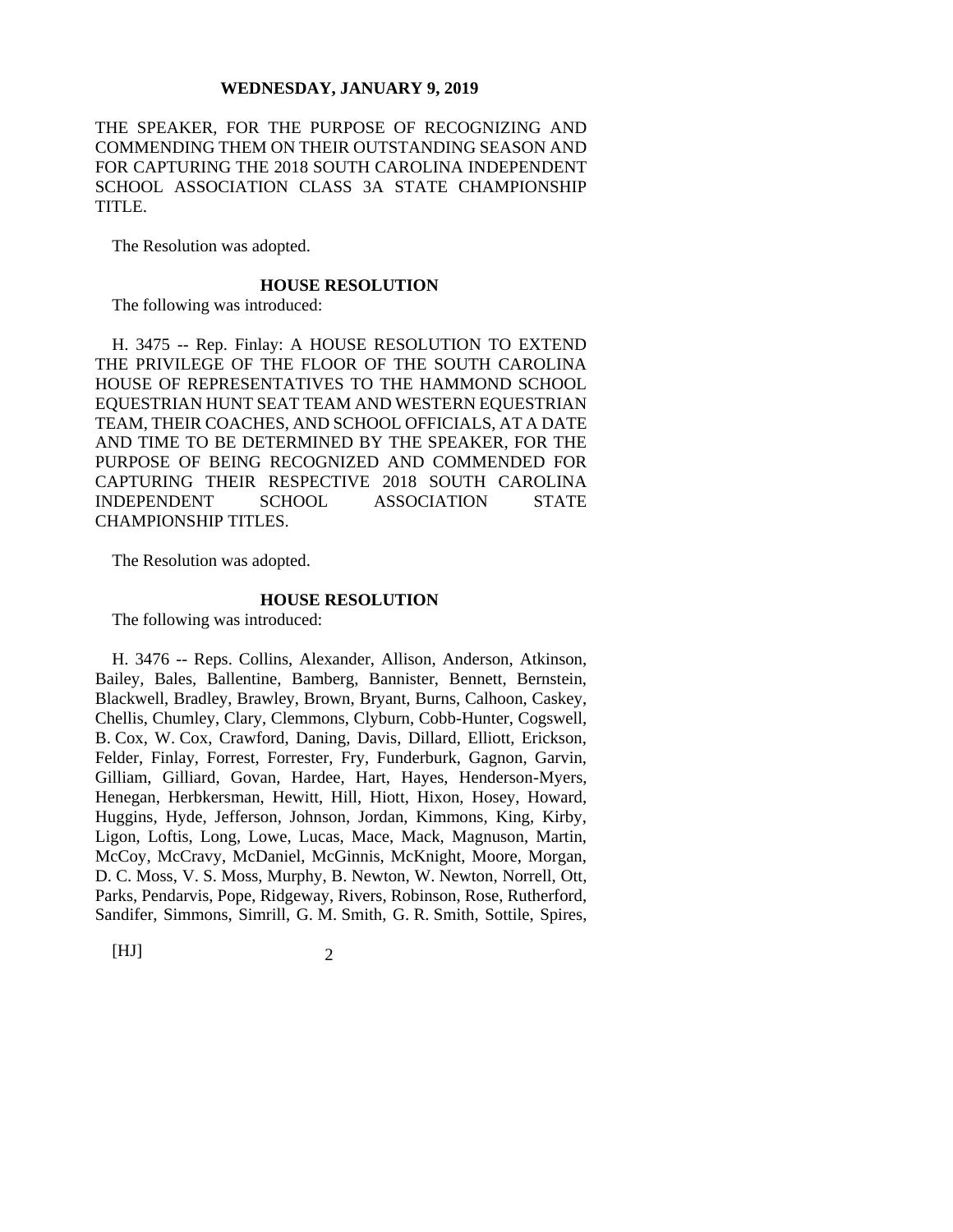THE SPEAKER, FOR THE PURPOSE OF RECOGNIZING AND COMMENDING THEM ON THEIR OUTSTANDING SEASON AND FOR CAPTURING THE 2018 SOUTH CAROLINA INDEPENDENT SCHOOL ASSOCIATION CLASS 3A STATE CHAMPIONSHIP TITLE.

The Resolution was adopted.

**HOUSE RESOLUTION**

The following was introduced:

H. 3475 -- Rep. Finlay: A HOUSE RESOLUTION TO EXTEND THE PRIVILEGE OF THE FLOOR OF THE SOUTH CAROLINA HOUSE OF REPRESENTATIVES TO THE HAMMOND SCHOOL EQUESTRIAN HUNT SEAT TEAM AND WESTERN EQUESTRIAN TEAM, THEIR COACHES, AND SCHOOL OFFICIALS, AT A DATE AND TIME TO BE DETERMINED BY THE SPEAKER, FOR THE PURPOSE OF BEING RECOGNIZED AND COMMENDED FOR CAPTURING THEIR RESPECTIVE 2018 SOUTH CAROLINA INDEPENDENT SCHOOL ASSOCIATION STATE CHAMPIONSHIP TITLES.

The Resolution was adopted.

**HOUSE RESOLUTION**

The following was introduced:

H. 3476 -- Reps. Collins, Alexander, Allison, Anderson, Atkinson, Bailey, Bales, Ballentine, Bamberg, Bannister, Bennett, Bernstein, Blackwell, Bradley, Brawley, Brown, Bryant, Burns, Calhoon, Caskey, Chellis, Chumley, Clary, Clemmons, Clyburn, Cobb-Hunter, Cogswell, B. Cox, W. Cox, Crawford, Daning, Davis, Dillard, Elliott, Erickson, Felder, Finlay, Forrest, Forrester, Fry, Funderburk, Gagnon, Garvin, Gilliam, Gilliard, Govan, Hardee, Hart, Hayes, Henderson-Myers, Henegan, Herbkersman, Hewitt, Hill, Hiott, Hixon, Hosey, Howard, Huggins, Hyde, Jefferson, Johnson, Jordan, Kimmons, King, Kirby, Ligon, Loftis, Long, Lowe, Lucas, Mace, Mack, Magnuson, Martin, McCoy, McCravy, McDaniel, McGinnis, McKnight, Moore, Morgan, D. C. Moss, V. S. Moss, Murphy, B. Newton, W. Newton, Norrell, Ott, Parks, Pendarvis, Pope, Ridgeway, Rivers, Robinson, Rose, Rutherford, Sandifer, Simmons, Simrill, G. M. Smith, G. R. Smith, Sottile, Spires,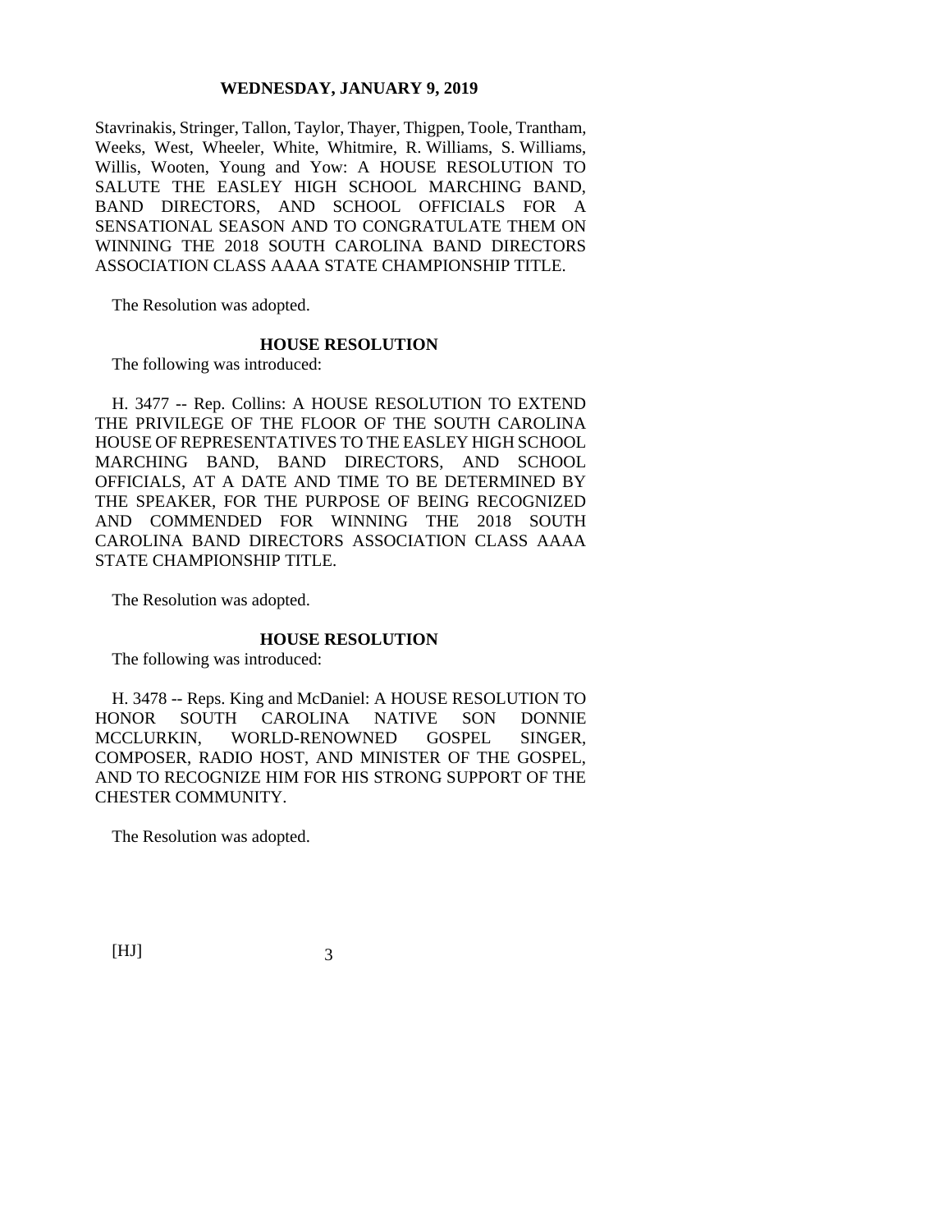Stavrinakis, Stringer, Tallon, Taylor, Thayer, Thigpen, Toole, Trantham, Weeks, West, Wheeler, White, Whitmire, R. Williams, S. Williams, Willis, Wooten, Young and Yow: A HOUSE RESOLUTION TO SALUTE THE EASLEY HIGH SCHOOL MARCHING BAND, BAND DIRECTORS, AND SCHOOL OFFICIALS FOR A SENSATIONAL SEASON AND TO CONGRATULATE THEM ON WINNING THE 2018 SOUTH CAROLINA BAND DIRECTORS ASSOCIATION CLASS AAAA STATE CHAMPIONSHIP TITLE.

The Resolution was adopted.

**HOUSE RESOLUTION**

The following was introduced:

H. 3477 -- Rep. Collins: A HOUSE RESOLUTION TO EXTEND THE PRIVILEGE OF THE FLOOR OF THE SOUTH CAROLINA HOUSE OF REPRESENTATIVES TO THE EASLEY HIGH SCHOOL MARCHING BAND, BAND DIRECTORS, AND SCHOOL OFFICIALS, AT A DATE AND TIME TO BE DETERMINED BY THE SPEAKER, FOR THE PURPOSE OF BEING RECOGNIZED AND COMMENDED FOR WINNING THE 2018 SOUTH CAROLINA BAND DIRECTORS ASSOCIATION CLASS AAAA STATE CHAMPIONSHIP TITLE.

The Resolution was adopted.

**HOUSE RESOLUTION**

The following was introduced:

H. 3478 -- Reps. King and McDaniel: A HOUSE RESOLUTION TO HONOR SOUTH CAROLINA NATIVE SON DONNIE MCCLURKIN, WORLD-RENOWNED GOSPEL SINGER, COMPOSER, RADIO HOST, AND MINISTER OF THE GOSPEL, AND TO RECOGNIZE HIM FOR HIS STRONG SUPPORT OF THE CHESTER COMMUNITY.

The Resolution was adopted.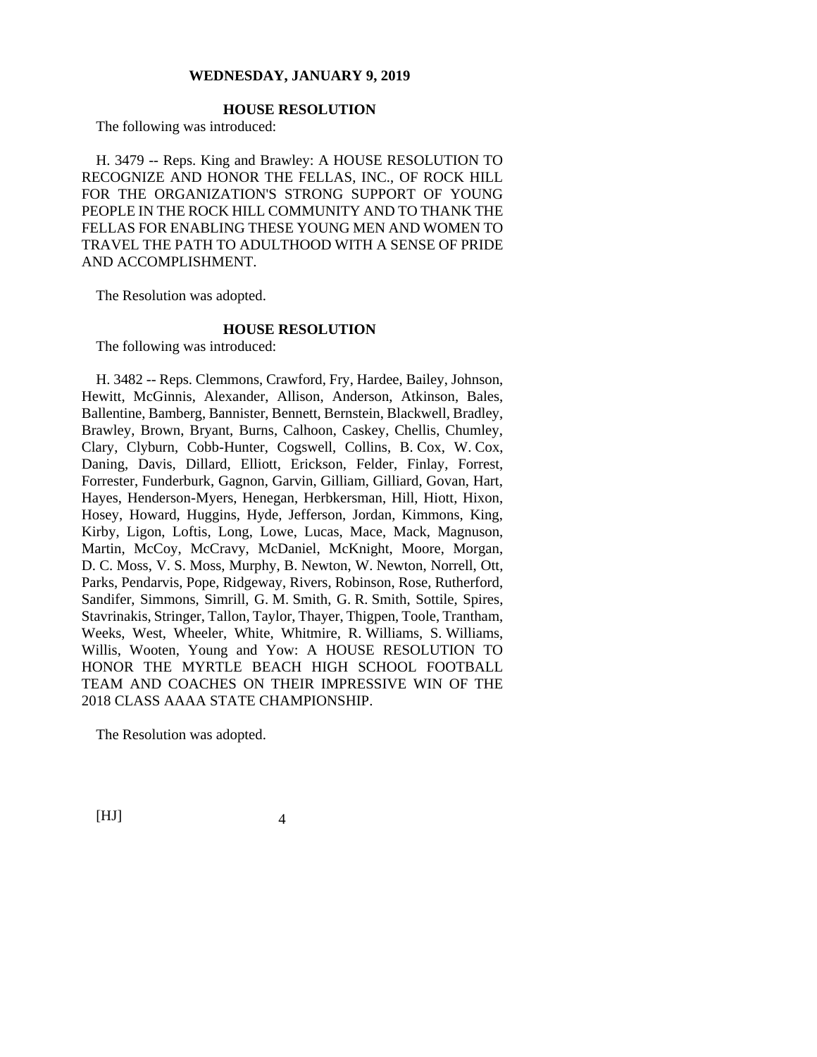**WEDNESDAY, JANUARY 9, 2019**

**HOUSE RESOLUTION**

The following was introduced:

H. 3479 -- Reps. King and Brawley: A HOUSE RESOLUTION TO RECOGNIZE AND HONOR THE FELLAS, INC., OF ROCK HILL FOR THE ORGANIZATION'S STRONG SUPPORT OF YOUNG PEOPLE IN THE ROCK HILL COMMUNITY AND TO THANK THE FELLAS FOR ENABLING THESE YOUNG MEN AND WOMEN TO TRAVEL THE PATH TO ADULTHOOD WITH A SENSE OF PRIDE AND ACCOMPLISHMENT.

The Resolution was adopted.

**HOUSE RESOLUTION**

The following was introduced:

H. 3482 -- Reps. Clemmons, Crawford, Fry, Hardee, Bailey, Johnson, Hewitt, McGinnis, Alexander, Allison, Anderson, Atkinson, Bales, Ballentine, Bamberg, Bannister, Bennett, Bernstein, Blackwell, Bradley, Brawley, Brown, Bryant, Burns, Calhoon, Caskey, Chellis, Chumley, Clary, Clyburn, Cobb-Hunter, Cogswell, Collins, B. Cox, W. Cox, Daning, Davis, Dillard, Elliott, Erickson, Felder, Finlay, Forrest, Forrester, Funderburk, Gagnon, Garvin, Gilliam, Gilliard, Govan, Hart, Hayes, Henderson-Myers, Henegan, Herbkersman, Hill, Hiott, Hixon, Hosey, Howard, Huggins, Hyde, Jefferson, Jordan, Kimmons, King, Kirby, Ligon, Loftis, Long, Lowe, Lucas, Mace, Mack, Magnuson, Martin, McCoy, McCravy, McDaniel, McKnight, Moore, Morgan, D. C. Moss, V. S. Moss, Murphy, B. Newton, W. Newton, Norrell, Ott, Parks, Pendarvis, Pope, Ridgeway, Rivers, Robinson, Rose, Rutherford, Sandifer, Simmons, Simrill, G. M. Smith, G. R. Smith, Sottile, Spires, Stavrinakis, Stringer, Tallon, Taylor, Thayer, Thigpen, Toole, Trantham, Weeks, West, Wheeler, White, Whitmire, R. Williams, S. Williams, Willis, Wooten, Young and Yow: A HOUSE RESOLUTION TO HONOR THE MYRTLE BEACH HIGH SCHOOL FOOTBALL TEAM AND COACHES ON THEIR IMPRESSIVE WIN OF THE 2018 CLASS AAAA STATE CHAMPIONSHIP.

The Resolution was adopted.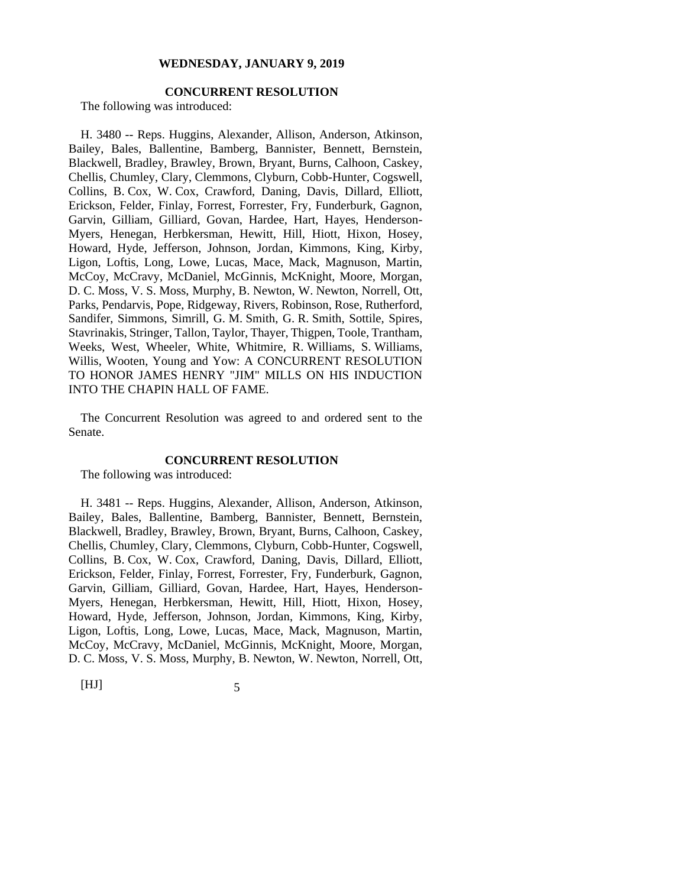**WEDNESDAY, JANUARY 9, 2019**

**CONCURRENT RESOLUTION**

The following was introduced:

H. 3480 -- Reps. Huggins, Alexander, Allison, Anderson, Atkinson, Bailey, Bales, Ballentine, Bamberg, Bannister, Bennett, Bernstein, Blackwell, Bradley, Brawley, Brown, Bryant, Burns, Calhoon, Caskey, Chellis, Chumley, Clary, Clemmons, Clyburn, Cobb-Hunter, Cogswell, Collins, B. Cox, W. Cox, Crawford, Daning, Davis, Dillard, Elliott, Erickson, Felder, Finlay, Forrest, Forrester, Fry, Funderburk, Gagnon, Garvin, Gilliam, Gilliard, Govan, Hardee, Hart, Hayes, Henderson-Myers, Henegan, Herbkersman, Hewitt, Hill, Hiott, Hixon, Hosey, Howard, Hyde, Jefferson, Johnson, Jordan, Kimmons, King, Kirby, Ligon, Loftis, Long, Lowe, Lucas, Mace, Mack, Magnuson, Martin, McCoy, McCravy, McDaniel, McGinnis, McKnight, Moore, Morgan, D. C. Moss, V. S. Moss, Murphy, B. Newton, W. Newton, Norrell, Ott, Parks, Pendarvis, Pope, Ridgeway, Rivers, Robinson, Rose, Rutherford, Sandifer, Simmons, Simrill, G. M. Smith, G. R. Smith, Sottile, Spires, Stavrinakis, Stringer, Tallon, Taylor, Thayer, Thigpen, Toole, Trantham, Weeks, West, Wheeler, White, Whitmire, R. Williams, S. Williams, Willis, Wooten, Young and Yow: A CONCURRENT RESOLUTION TO HONOR JAMES HENRY "JIM" MILLS ON HIS INDUCTION INTO THE CHAPIN HALL OF FAME.

The Concurrent Resolution was agreed to and ordered sent to the Senate.

**CONCURRENT RESOLUTION**

The following was introduced:

H. 3481 -- Reps. Huggins, Alexander, Allison, Anderson, Atkinson, Bailey, Bales, Ballentine, Bamberg, Bannister, Bennett, Bernstein, Blackwell, Bradley, Brawley, Brown, Bryant, Burns, Calhoon, Caskey, Chellis, Chumley, Clary, Clemmons, Clyburn, Cobb-Hunter, Cogswell, Collins, B. Cox, W. Cox, Crawford, Daning, Davis, Dillard, Elliott, Erickson, Felder, Finlay, Forrest, Forrester, Fry, Funderburk, Gagnon, Garvin, Gilliam, Gilliard, Govan, Hardee, Hart, Hayes, Henderson-Myers, Henegan, Herbkersman, Hewitt, Hill, Hiott, Hixon, Hosey, Howard, Hyde, Jefferson, Johnson, Jordan, Kimmons, King, Kirby, Ligon, Loftis, Long, Lowe, Lucas, Mace, Mack, Magnuson, Martin, McCoy, McCravy, McDaniel, McGinnis, McKnight, Moore, Morgan, D. C. Moss, V. S. Moss, Murphy, B. Newton, W. Newton, Norrell, Ott,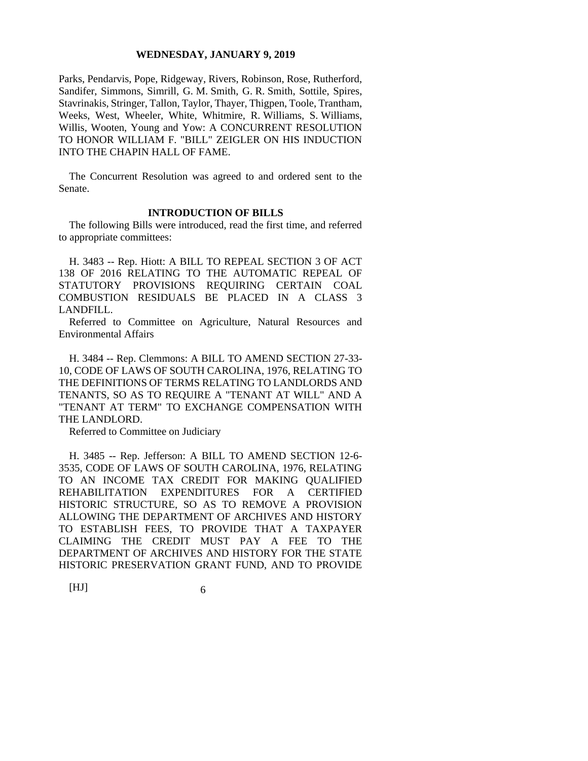Parks, Pendarvis, Pope, Ridgeway, Rivers, Robinson, Rose, Rutherford, Sandifer, Simmons, Simrill, G. M. Smith, G. R. Smith, Sottile, Spires, Stavrinakis, Stringer, Tallon, Taylor, Thayer, Thigpen, Toole, Trantham, Weeks, West, Wheeler, White, Whitmire, R. Williams, S. Williams, Willis, Wooten, Young and Yow: A CONCURRENT RESOLUTION TO HONOR WILLIAM F. "BILL" ZEIGLER ON HIS INDUCTION INTO THE CHAPIN HALL OF FAME.

The Concurrent Resolution was agreed to and ordered sent to the Senate.

## INTRODUCTION OF BILLS

The following Bills were introduced, read the first time, and referred to appropriate committees:

H. 3483 -- Rep. Hiott: A BILL TO REPEAL SECTION 3 OF ACT 138 OF 2016 RELATING TO THE AUTOMATIC REPEAL OF STATUTORY PROVISIONS REQUIRING CERTAIN COAL COMBUSTION RESIDUALS BE PLACED IN A CLASS 3 LANDFILL.

Referred to Committee on Agriculture, Natural Resources and Environmental Affairs

H. 3484 -- Rep. Clemmons: A BILL TO AMEND SECTION 27-33-10, CODE OF LAWS OF SOUTH CAROLINA, 1976, RELATING TO THE DEFINITIONS OF TERMS RELATING TO LANDLORDS AND TENANTS, SO AS TO REQUIRE A "TENANT AT WILL" AND A "TENANT AT TERM" TO EXCHANGE COMPENSATION WITH THE LANDLORD.

Referred to Committee on Judiciary

H. 3485 -- Rep. Jefferson: A BILL TO AMEND SECTION 12-6-3535, CODE OF LAWS OF SOUTH CAROLINA, 1976, RELATING TO AN INCOME TAX CREDIT FOR MAKING QUALIFIED REHABILITATION EXPENDITURES FOR A CERTIFIED HISTORIC STRUCTURE, SO AS TO REMOVE A PROVISION ALLOWING THE DEPARTMENT OF ARCHIVES AND HISTORY TO ESTABLISH FEES, TO PROVIDE THAT A TAXPAYER CLAIMING THE CREDIT MUST PAY A FEE TO THE DEPARTMENT OF ARCHIVES AND HISTORY FOR THE STATE HISTORIC PRESERVATION GRANT FUND, AND TO PROVIDE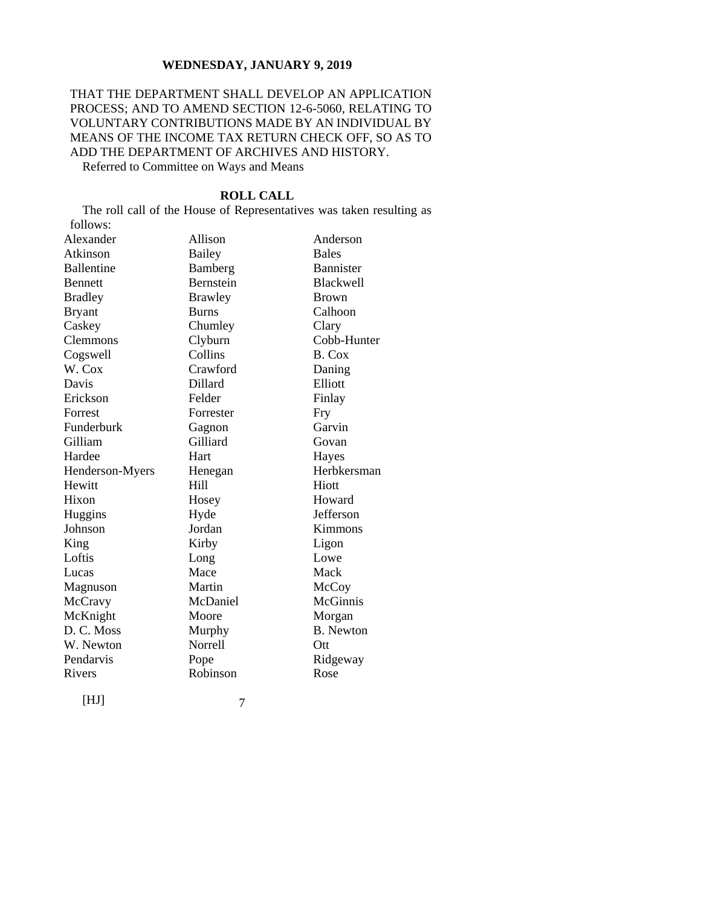THAT THE DEPARTMENT SHALL DEVELOP AN APPLICATION PROCESS; AND TO AMEND SECTION 12-6-5060, RELATING TO VOLUNTARY CONTRIBUTIONS MADE BY AN INDIVIDUAL BY MEANS OF THE INCOME TAX RETURN CHECK OFF, SO AS TO ADD THE DEPARTMENT OF ARCHIVES AND HISTORY.

Referred to Committee on Ways and Means

**ROLL CALL**

The roll call of the House of Representatives was taken resulting as follows:

| | | |
|---|---|---|
| Alexander | Allison | Anderson |
| Atkinson | Bailey | Bales |
| Ballentine | Bamberg | Bannister |
| Bennett | Bernstein | Blackwell |
| Bradley | Brawley | Brown |
| Bryant | Burns | Calhoon |
| Caskey | Chumley | Clary |
| Clemmons | Clyburn | Cobb-Hunter |
| Cogswell | Collins | B. Cox |
| W. Cox | Crawford | Daning |
| Davis | Dillard | Elliott |
| Erickson | Felder | Finlay |
| Forrest | Forrester | Fry |
| Funderburk | Gagnon | Garvin |
| Gilliam | Gilliard | Govan |
| Hardee | Hart | Hayes |
| Henderson-Myers | Henegan | Herbkersman |
| Hewitt | Hill | Hiott |
| Hixon | Hosey | Howard |
| Huggins | Hyde | Jefferson |
| Johnson | Jordan | Kimmons |
| King | Kirby | Ligon |
| Loftis | Long | Lowe |
| Lucas | Mace | Mack |
| Magnuson | Martin | McCoy |
| McCravy | McDaniel | McGinnis |
| McKnight | Moore | Morgan |
| D. C. Moss | Murphy | B. Newton |
| W. Newton | Norrell | Ott |
| Pendarvis | Pope | Ridgeway |
| Rivers | Robinson | Rose |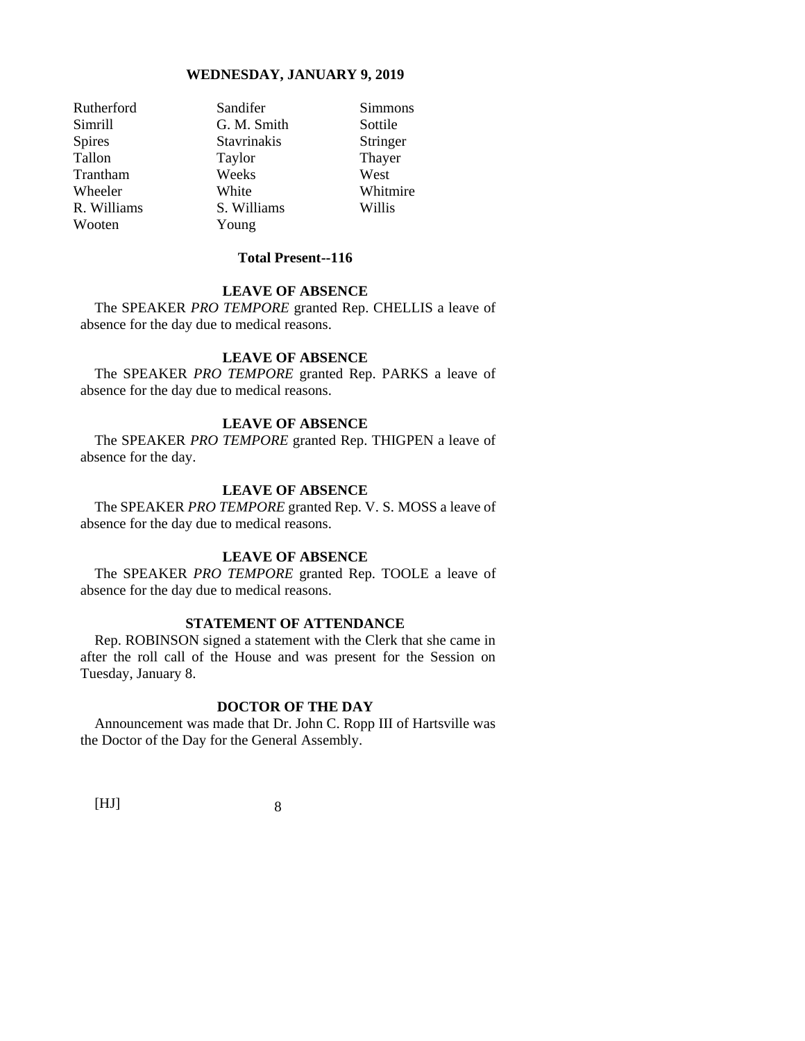| | | |
|---|---|---|
| Rutherford | Sandifer | Simmons |
| Simrill | G. M. Smith | Sottile |
| Spires | Stavrinakis | Stringer |
| Tallon | Taylor | Thayer |
| Trantham | Weeks | West |
| Wheeler | White | Whitmire |
| R. Williams | S. Williams | Willis |
| Wooten | Young | |

**Total Present--116**

**LEAVE OF ABSENCE**

The SPEAKER *PRO TEMPORE* granted Rep. CHELLIS a leave of absence for the day due to medical reasons.

**LEAVE OF ABSENCE**

The SPEAKER *PRO TEMPORE* granted Rep. PARKS a leave of absence for the day due to medical reasons.

**LEAVE OF ABSENCE**

The SPEAKER *PRO TEMPORE* granted Rep. THIGPEN a leave of absence for the day.

**LEAVE OF ABSENCE**

The SPEAKER *PRO TEMPORE* granted Rep. V. S. MOSS a leave of absence for the day due to medical reasons.

**LEAVE OF ABSENCE**

The SPEAKER *PRO TEMPORE* granted Rep. TOOLE a leave of absence for the day due to medical reasons.

**STATEMENT OF ATTENDANCE**

Rep. ROBINSON signed a statement with the Clerk that she came in after the roll call of the House and was present for the Session on Tuesday, January 8.

**DOCTOR OF THE DAY**

Announcement was made that Dr. John C. Ropp III of Hartsville was the Doctor of the Day for the General Assembly.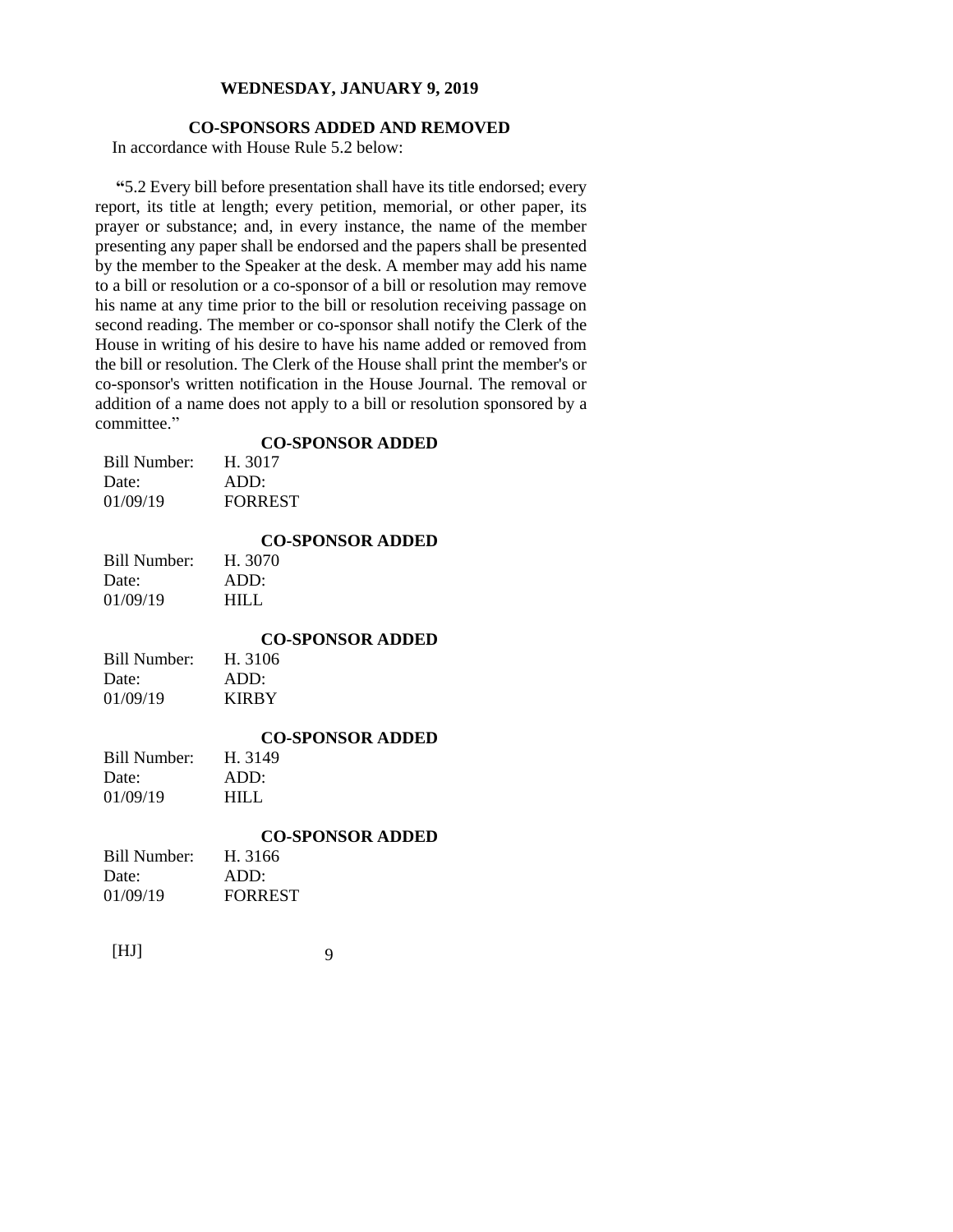**WEDNESDAY, JANUARY 9, 2019**

## CO-SPONSORS ADDED AND REMOVED

In accordance with House Rule 5.2 below:

"5.2 Every bill before presentation shall have its title endorsed; every report, its title at length; every petition, memorial, or other paper, its prayer or substance; and, in every instance, the name of the member presenting any paper shall be endorsed and the papers shall be presented by the member to the Speaker at the desk. A member may add his name to a bill or resolution or a co-sponsor of a bill or resolution may remove his name at any time prior to the bill or resolution receiving passage on second reading. The member or co-sponsor shall notify the Clerk of the House in writing of his desire to have his name added or removed from the bill or resolution. The Clerk of the House shall print the member's or co-sponsor's written notification in the House Journal. The removal or addition of a name does not apply to a bill or resolution sponsored by a committee."

### CO-SPONSOR ADDED

| Bill Number: | H. 3017 |
|---|---|
| Date: | ADD: |
| 01/09/19 | FORREST |

### CO-SPONSOR ADDED

| Bill Number: | H. 3070 |
|---|---|
| Date: | ADD: |
| 01/09/19 | HILL |

### CO-SPONSOR ADDED

| Bill Number: | H. 3106 |
|---|---|
| Date: | ADD: |
| 01/09/19 | KIRBY |

### CO-SPONSOR ADDED

| Bill Number: | H. 3149 |
|---|---|
| Date: | ADD: |
| 01/09/19 | HILL |

### CO-SPONSOR ADDED

| Bill Number: | H. 3166 |
|---|---|
| Date: | ADD: |
| 01/09/19 | FORREST |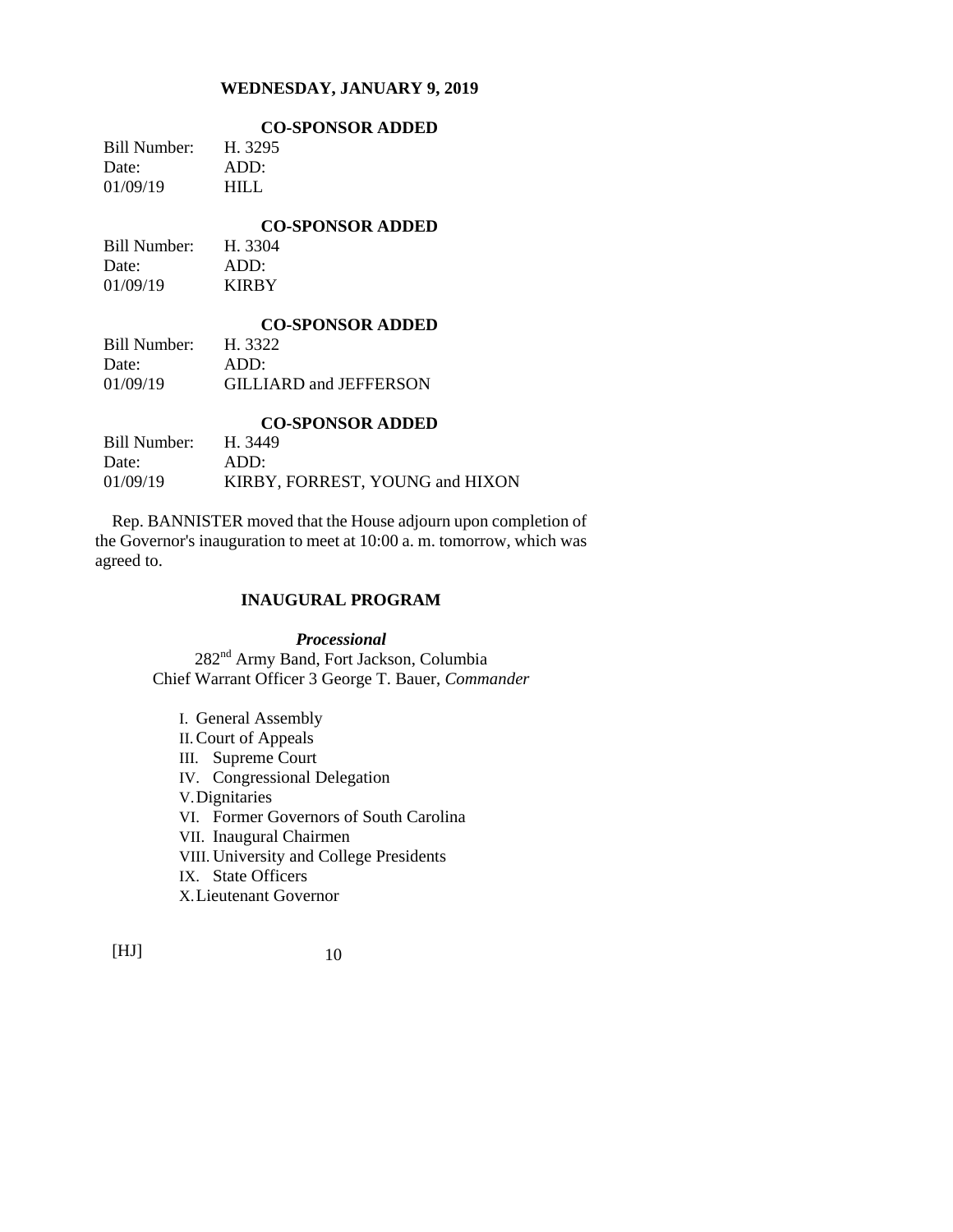### CO-SPONSOR ADDED

| Bill Number: | H. 3295 |
|---|---|
| Date: | ADD: |
| 01/09/19 | HILL |

### CO-SPONSOR ADDED

| Bill Number: | H. 3304 |
|---|---|
| Date: | ADD: |
| 01/09/19 | KIRBY |

### CO-SPONSOR ADDED

| Bill Number: | H. 3322 |
|---|---|
| Date: | ADD: |
| 01/09/19 | GILLIARD and JEFFERSON |

### CO-SPONSOR ADDED

| Bill Number: | H. 3449 |
|---|---|
| Date: | ADD: |
| 01/09/19 | KIRBY, FORREST, YOUNG and HIXON |

Rep. BANNISTER moved that the House adjourn upon completion of the Governor's inauguration to meet at 10:00 a. m. tomorrow, which was agreed to.

## INAUGURAL PROGRAM

***Processional***

282nd Army Band, Fort Jackson, Columbia
Chief Warrant Officer 3 George T. Bauer, *Commander*

I. General Assembly
II. Court of Appeals
III. Supreme Court
IV. Congressional Delegation
V. Dignitaries
VI. Former Governors of South Carolina
VII. Inaugural Chairmen
VIII. University and College Presidents
IX. State Officers
X. Lieutenant Governor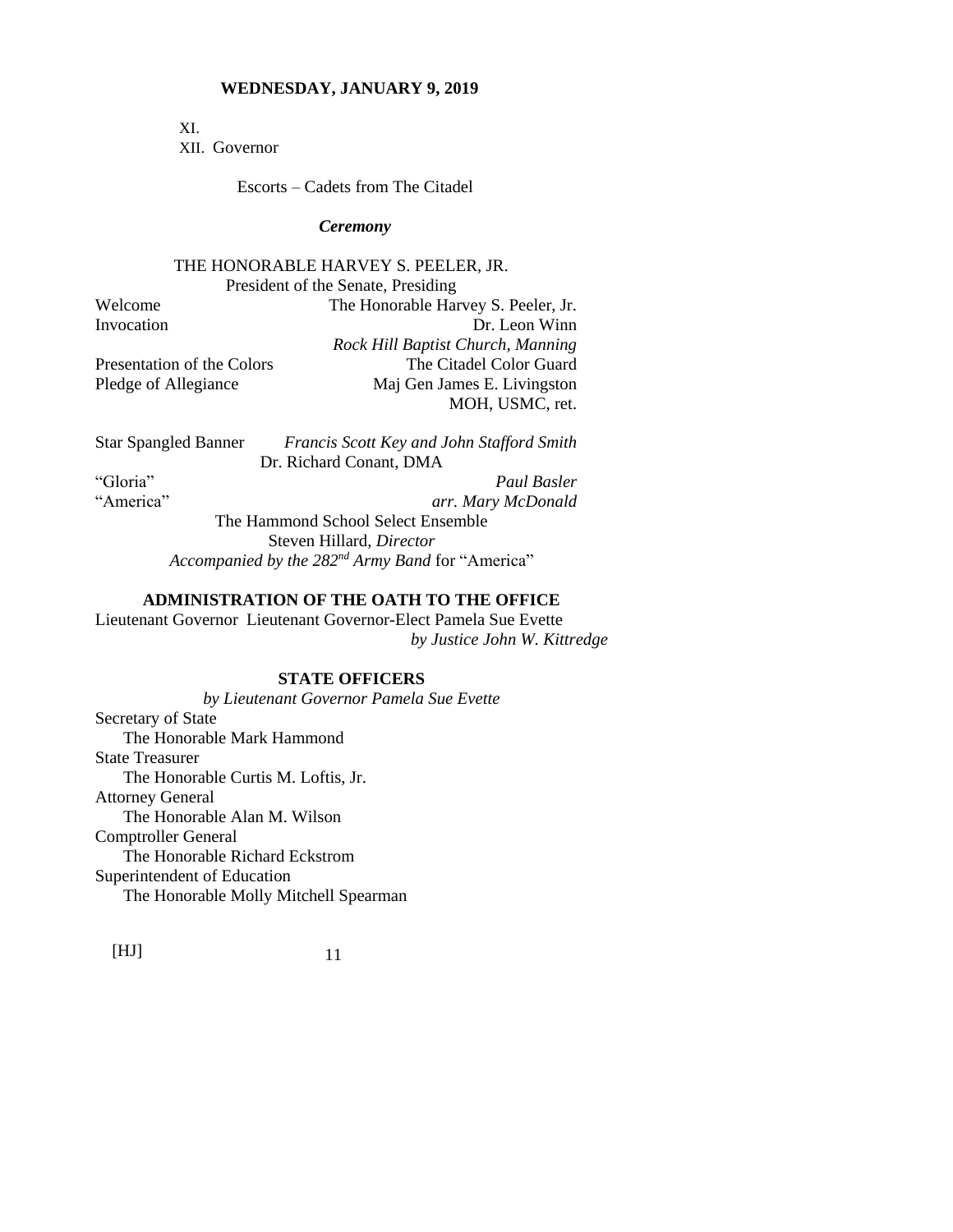XI.

XII. Governor

Escorts – Cadets from The Citadel

***Ceremony***

THE HONORABLE HARVEY S. PEELER, JR.
President of the Senate, Presiding

| | |
|---|---|
| Welcome | The Honorable Harvey S. Peeler, Jr. |
| Invocation | Dr. Leon Winn<br>*Rock Hill Baptist Church, Manning* |
| Presentation of the Colors | The Citadel Color Guard |
| Pledge of Allegiance | Maj Gen James E. Livingston<br>MOH, USMC, ret. |

Star Spangled Banner *Francis Scott Key and John Stafford Smith*
Dr. Richard Conant, DMA

“Gloria” *Paul Basler*
“America” *arr. Mary McDonald*

The Hammond School Select Ensemble
Steven Hillard, *Director*
*Accompanied by the 282nd Army Band* for “America”

**ADMINISTRATION OF THE OATH TO THE OFFICE**

Lieutenant Governor Lieutenant Governor-Elect Pamela Sue Evette
*by Justice John W. Kittredge*

**STATE OFFICERS**

*by Lieutenant Governor Pamela Sue Evette*

Secretary of State
The Honorable Mark Hammond

State Treasurer
The Honorable Curtis M. Loftis, Jr.

Attorney General
The Honorable Alan M. Wilson

Comptroller General
The Honorable Richard Eckstrom

Superintendent of Education
The Honorable Molly Mitchell Spearman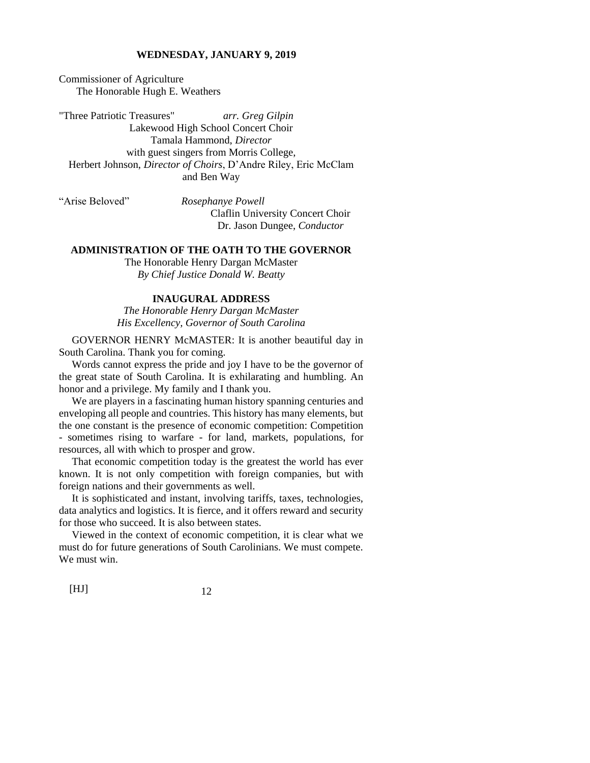**WEDNESDAY, JANUARY 9, 2019**

Commissioner of Agriculture
The Honorable Hugh E. Weathers

"Three Patriotic Treasures" *arr. Greg Gilpin*
Lakewood High School Concert Choir
Tamala Hammond, *Director*
with guest singers from Morris College,
Herbert Johnson, *Director of Choirs*, D'Andre Riley, Eric McClam and Ben Way

"Arise Beloved" *Rosephanye Powell*
Claflin University Concert Choir
Dr. Jason Dungee, *Conductor*

**ADMINISTRATION OF THE OATH TO THE GOVERNOR**

The Honorable Henry Dargan McMaster
*By Chief Justice Donald W. Beatty*

**INAUGURAL ADDRESS**

*The Honorable Henry Dargan McMaster*
*His Excellency, Governor of South Carolina*

GOVERNOR HENRY McMASTER: It is another beautiful day in South Carolina. Thank you for coming.

Words cannot express the pride and joy I have to be the governor of the great state of South Carolina. It is exhilarating and humbling. An honor and a privilege. My family and I thank you.

We are players in a fascinating human history spanning centuries and enveloping all people and countries. This history has many elements, but the one constant is the presence of economic competition: Competition - sometimes rising to warfare - for land, markets, populations, for resources, all with which to prosper and grow.

That economic competition today is the greatest the world has ever known. It is not only competition with foreign companies, but with foreign nations and their governments as well.

It is sophisticated and instant, involving tariffs, taxes, technologies, data analytics and logistics. It is fierce, and it offers reward and security for those who succeed. It is also between states.

Viewed in the context of economic competition, it is clear what we must do for future generations of South Carolinians. We must compete. We must win.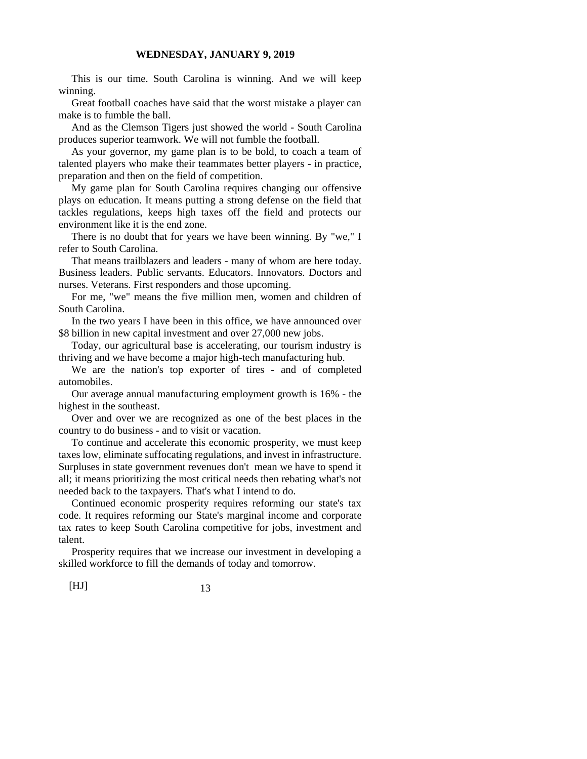This is our time. South Carolina is winning. And we will keep winning.

Great football coaches have said that the worst mistake a player can make is to fumble the ball.

And as the Clemson Tigers just showed the world - South Carolina produces superior teamwork. We will not fumble the football.

As your governor, my game plan is to be bold, to coach a team of talented players who make their teammates better players - in practice, preparation and then on the field of competition.

My game plan for South Carolina requires changing our offensive plays on education. It means putting a strong defense on the field that tackles regulations, keeps high taxes off the field and protects our environment like it is the end zone.

There is no doubt that for years we have been winning. By "we," I refer to South Carolina.

That means trailblazers and leaders - many of whom are here today. Business leaders. Public servants. Educators. Innovators. Doctors and nurses. Veterans. First responders and those upcoming.

For me, "we" means the five million men, women and children of South Carolina.

In the two years I have been in this office, we have announced over $8 billion in new capital investment and over 27,000 new jobs.

Today, our agricultural base is accelerating, our tourism industry is thriving and we have become a major high-tech manufacturing hub.

We are the nation's top exporter of tires - and of completed automobiles.

Our average annual manufacturing employment growth is 16% - the highest in the southeast.

Over and over we are recognized as one of the best places in the country to do business - and to visit or vacation.

To continue and accelerate this economic prosperity, we must keep taxes low, eliminate suffocating regulations, and invest in infrastructure. Surpluses in state government revenues don't mean we have to spend it all; it means prioritizing the most critical needs then rebating what's not needed back to the taxpayers. That's what I intend to do.

Continued economic prosperity requires reforming our state's tax code. It requires reforming our State's marginal income and corporate tax rates to keep South Carolina competitive for jobs, investment and talent.

Prosperity requires that we increase our investment in developing a skilled workforce to fill the demands of today and tomorrow.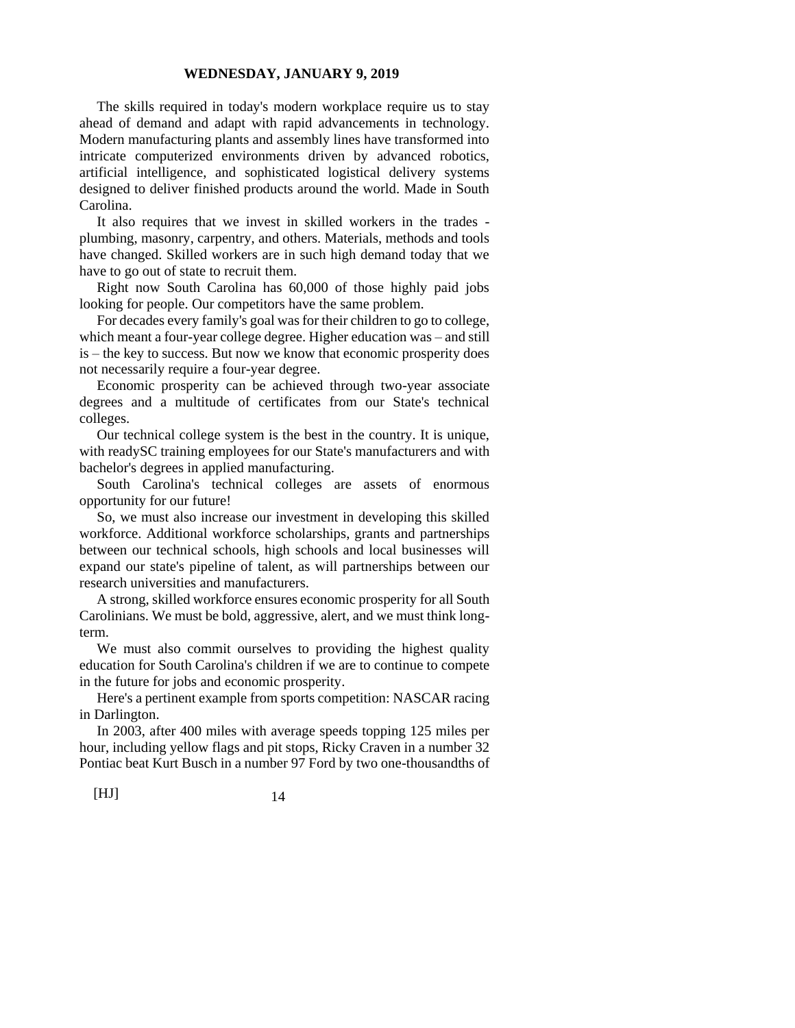The skills required in today's modern workplace require us to stay ahead of demand and adapt with rapid advancements in technology. Modern manufacturing plants and assembly lines have transformed into intricate computerized environments driven by advanced robotics, artificial intelligence, and sophisticated logistical delivery systems designed to deliver finished products around the world. Made in South Carolina.

It also requires that we invest in skilled workers in the trades - plumbing, masonry, carpentry, and others. Materials, methods and tools have changed. Skilled workers are in such high demand today that we have to go out of state to recruit them.

Right now South Carolina has 60,000 of those highly paid jobs looking for people. Our competitors have the same problem.

For decades every family's goal was for their children to go to college, which meant a four-year college degree. Higher education was – and still is – the key to success. But now we know that economic prosperity does not necessarily require a four-year degree.

Economic prosperity can be achieved through two-year associate degrees and a multitude of certificates from our State's technical colleges.

Our technical college system is the best in the country. It is unique, with readySC training employees for our State's manufacturers and with bachelor's degrees in applied manufacturing.

South Carolina's technical colleges are assets of enormous opportunity for our future!

So, we must also increase our investment in developing this skilled workforce. Additional workforce scholarships, grants and partnerships between our technical schools, high schools and local businesses will expand our state's pipeline of talent, as will partnerships between our research universities and manufacturers.

A strong, skilled workforce ensures economic prosperity for all South Carolinians. We must be bold, aggressive, alert, and we must think long-term.

We must also commit ourselves to providing the highest quality education for South Carolina's children if we are to continue to compete in the future for jobs and economic prosperity.

Here's a pertinent example from sports competition: NASCAR racing in Darlington.

In 2003, after 400 miles with average speeds topping 125 miles per hour, including yellow flags and pit stops, Ricky Craven in a number 32 Pontiac beat Kurt Busch in a number 97 Ford by two one-thousandths of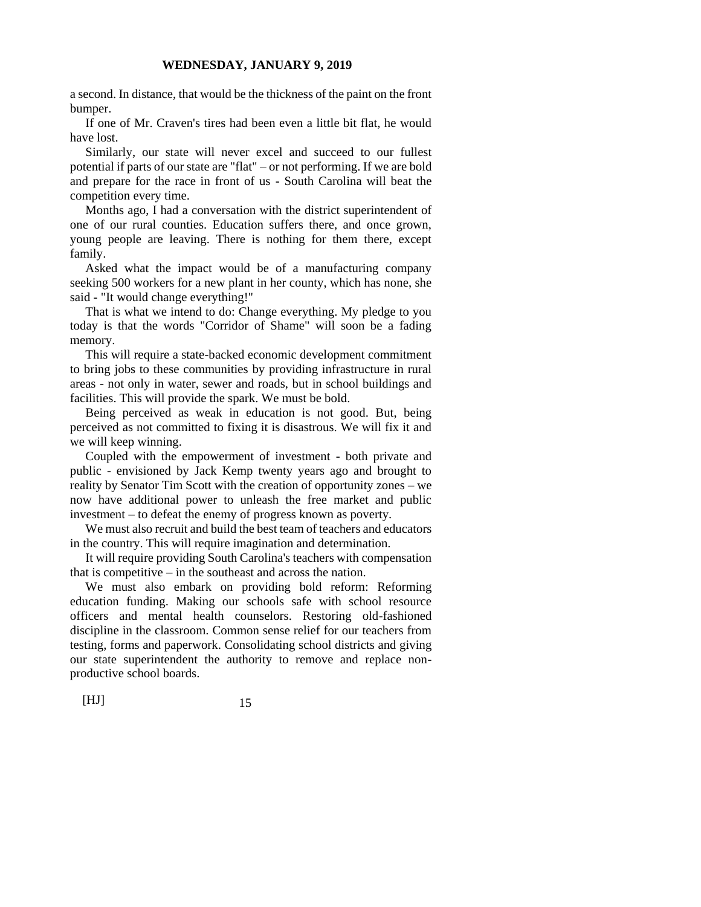a second. In distance, that would be the thickness of the paint on the front bumper.

If one of Mr. Craven's tires had been even a little bit flat, he would have lost.

Similarly, our state will never excel and succeed to our fullest potential if parts of our state are "flat" – or not performing. If we are bold and prepare for the race in front of us - South Carolina will beat the competition every time.

Months ago, I had a conversation with the district superintendent of one of our rural counties. Education suffers there, and once grown, young people are leaving. There is nothing for them there, except family.

Asked what the impact would be of a manufacturing company seeking 500 workers for a new plant in her county, which has none, she said - "It would change everything!"

That is what we intend to do: Change everything. My pledge to you today is that the words "Corridor of Shame" will soon be a fading memory.

This will require a state-backed economic development commitment to bring jobs to these communities by providing infrastructure in rural areas - not only in water, sewer and roads, but in school buildings and facilities. This will provide the spark. We must be bold.

Being perceived as weak in education is not good. But, being perceived as not committed to fixing it is disastrous. We will fix it and we will keep winning.

Coupled with the empowerment of investment - both private and public - envisioned by Jack Kemp twenty years ago and brought to reality by Senator Tim Scott with the creation of opportunity zones – we now have additional power to unleash the free market and public investment – to defeat the enemy of progress known as poverty.

We must also recruit and build the best team of teachers and educators in the country. This will require imagination and determination.

It will require providing South Carolina's teachers with compensation that is competitive – in the southeast and across the nation.

We must also embark on providing bold reform: Reforming education funding. Making our schools safe with school resource officers and mental health counselors. Restoring old-fashioned discipline in the classroom. Common sense relief for our teachers from testing, forms and paperwork. Consolidating school districts and giving our state superintendent the authority to remove and replace non-productive school boards.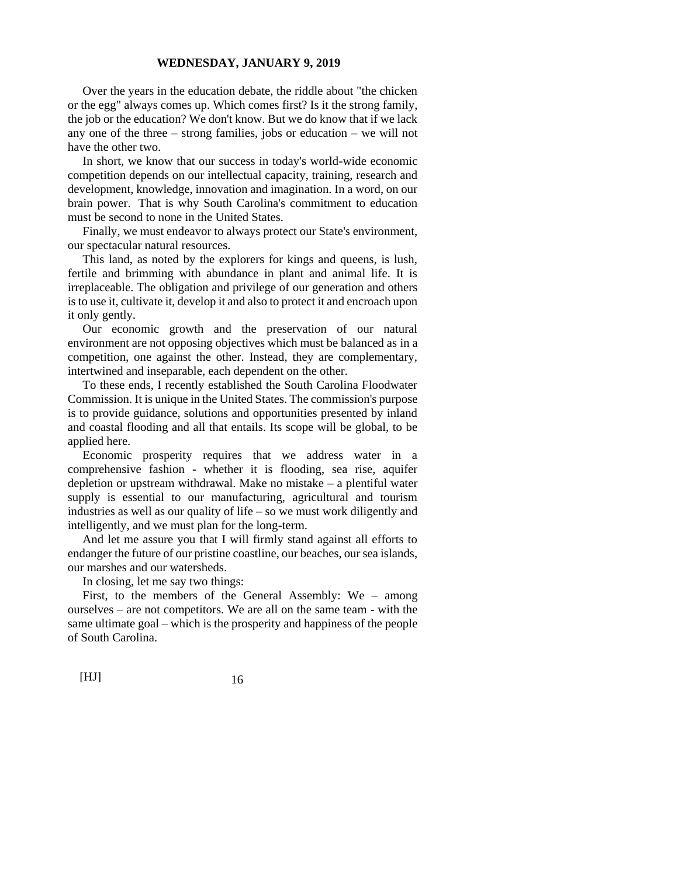Over the years in the education debate, the riddle about "the chicken or the egg" always comes up. Which comes first? Is it the strong family, the job or the education? We don't know. But we do know that if we lack any one of the three – strong families, jobs or education – we will not have the other two.

In short, we know that our success in today's world-wide economic competition depends on our intellectual capacity, training, research and development, knowledge, innovation and imagination. In a word, on our brain power. That is why South Carolina's commitment to education must be second to none in the United States.

Finally, we must endeavor to always protect our State's environment, our spectacular natural resources.

This land, as noted by the explorers for kings and queens, is lush, fertile and brimming with abundance in plant and animal life. It is irreplaceable. The obligation and privilege of our generation and others is to use it, cultivate it, develop it and also to protect it and encroach upon it only gently.

Our economic growth and the preservation of our natural environment are not opposing objectives which must be balanced as in a competition, one against the other. Instead, they are complementary, intertwined and inseparable, each dependent on the other.

To these ends, I recently established the South Carolina Floodwater Commission. It is unique in the United States. The commission's purpose is to provide guidance, solutions and opportunities presented by inland and coastal flooding and all that entails. Its scope will be global, to be applied here.

Economic prosperity requires that we address water in a comprehensive fashion - whether it is flooding, sea rise, aquifer depletion or upstream withdrawal. Make no mistake – a plentiful water supply is essential to our manufacturing, agricultural and tourism industries as well as our quality of life – so we must work diligently and intelligently, and we must plan for the long-term.

And let me assure you that I will firmly stand against all efforts to endanger the future of our pristine coastline, our beaches, our sea islands, our marshes and our watersheds.

In closing, let me say two things:

First, to the members of the General Assembly: We – among ourselves – are not competitors. We are all on the same team - with the same ultimate goal – which is the prosperity and happiness of the people of South Carolina.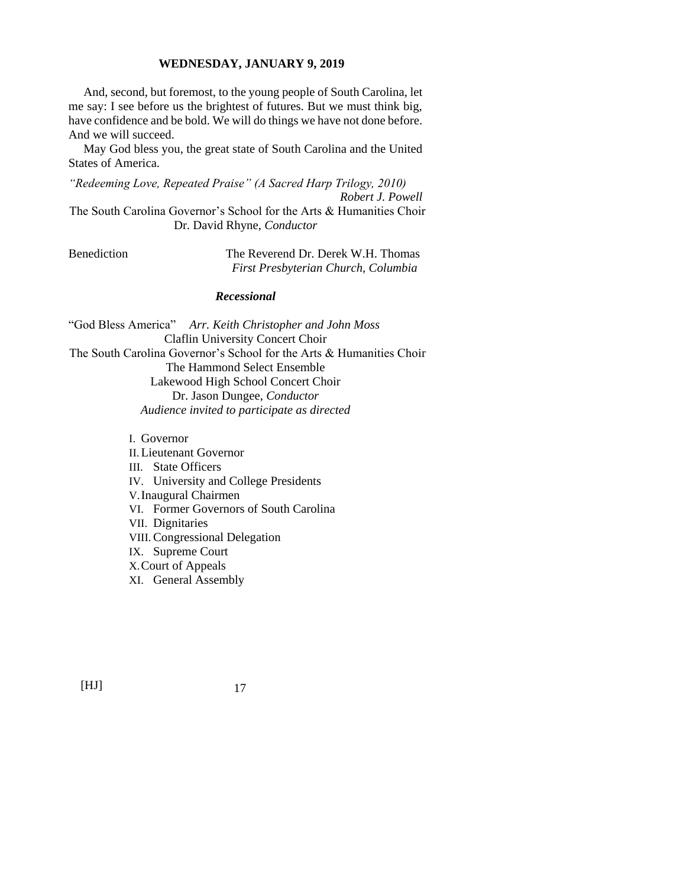And, second, but foremost, to the young people of South Carolina, let me say: I see before us the brightest of futures. But we must think big, have confidence and be bold. We will do things we have not done before. And we will succeed.

May God bless you, the great state of South Carolina and the United States of America.

*"Redeeming Love, Repeated Praise" (A Sacred Harp Trilogy, 2010)*
*Robert J. Powell*
The South Carolina Governor's School for the Arts & Humanities Choir
Dr. David Rhyne, *Conductor*

Benediction — The Reverend Dr. Derek W.H. Thomas
*First Presbyterian Church, Columbia*

***Recessional***

"God Bless America" *Arr. Keith Christopher and John Moss*
Claflin University Concert Choir
The South Carolina Governor's School for the Arts & Humanities Choir
The Hammond Select Ensemble
Lakewood High School Concert Choir
Dr. Jason Dungee, *Conductor*
*Audience invited to participate as directed*

I. Governor
II. Lieutenant Governor
III. State Officers
IV. University and College Presidents
V. Inaugural Chairmen
VI. Former Governors of South Carolina
VII. Dignitaries
VIII. Congressional Delegation
IX. Supreme Court
X. Court of Appeals
XI. General Assembly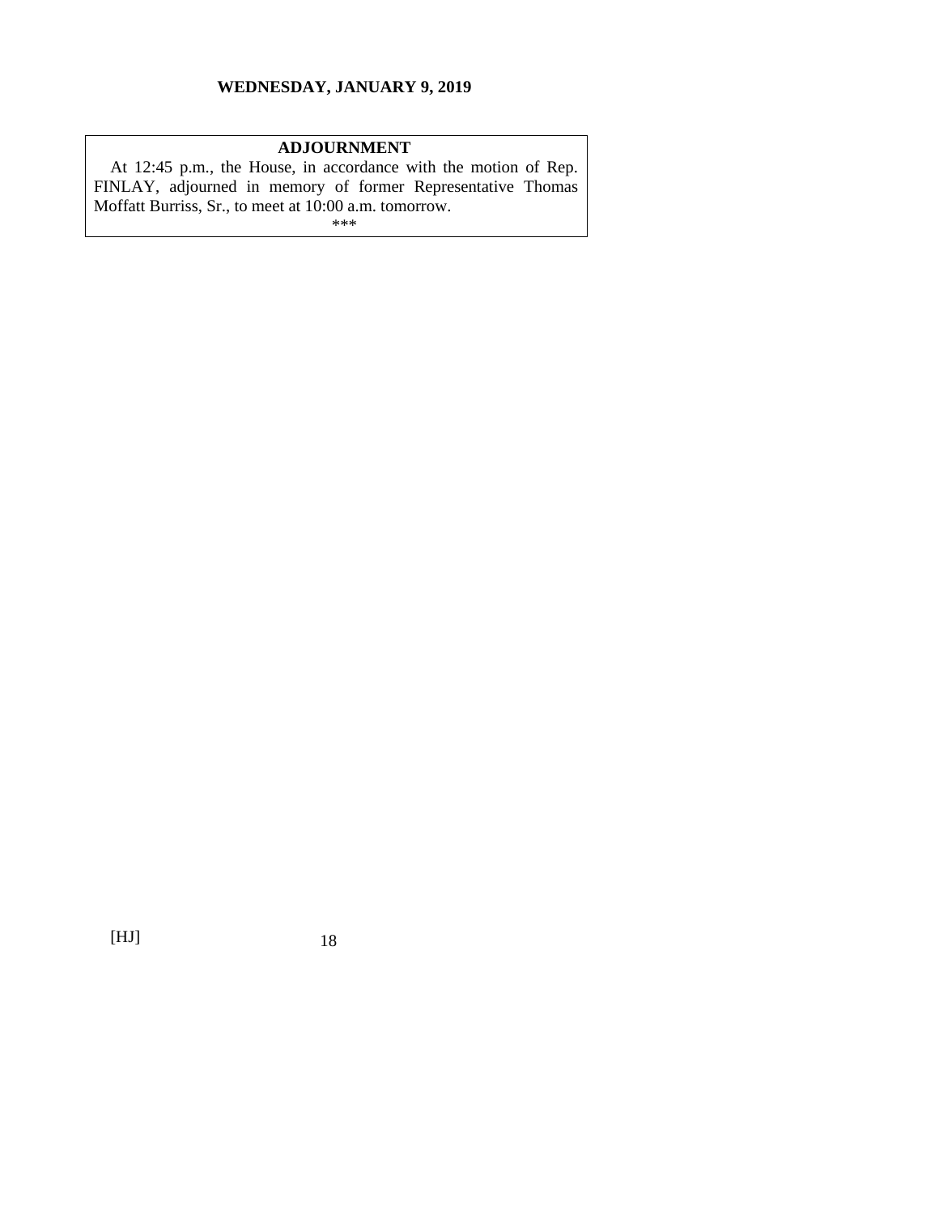## ADJOURNMENT

At 12:45 p.m., the House, in accordance with the motion of Rep. FINLAY, adjourned in memory of former Representative Thomas Moffatt Burriss, Sr., to meet at 10:00 a.m. tomorrow.

***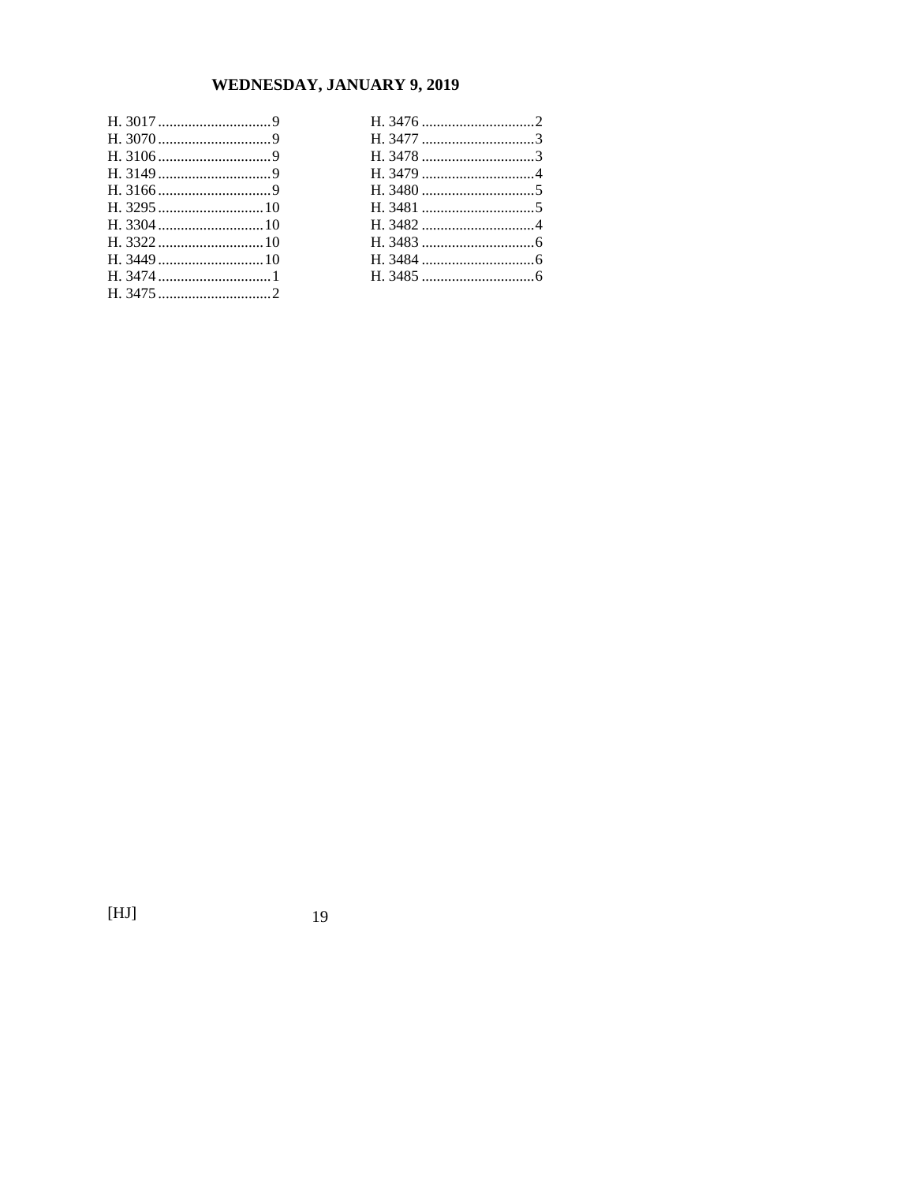H. 3017 .............................. 9
H. 3070 .............................. 9
H. 3106 .............................. 9
H. 3149 .............................. 9
H. 3166 .............................. 9
H. 3295 ............................ 10
H. 3304 ............................ 10
H. 3322 ............................ 10
H. 3449 ............................ 10
H. 3474 .............................. 1
H. 3475 .............................. 2
H. 3476 .............................. 2
H. 3477 .............................. 3
H. 3478 .............................. 3
H. 3479 .............................. 4
H. 3480 .............................. 5
H. 3481 .............................. 5
H. 3482 .............................. 4
H. 3483 .............................. 6
H. 3484 .............................. 6
H. 3485 .............................. 6